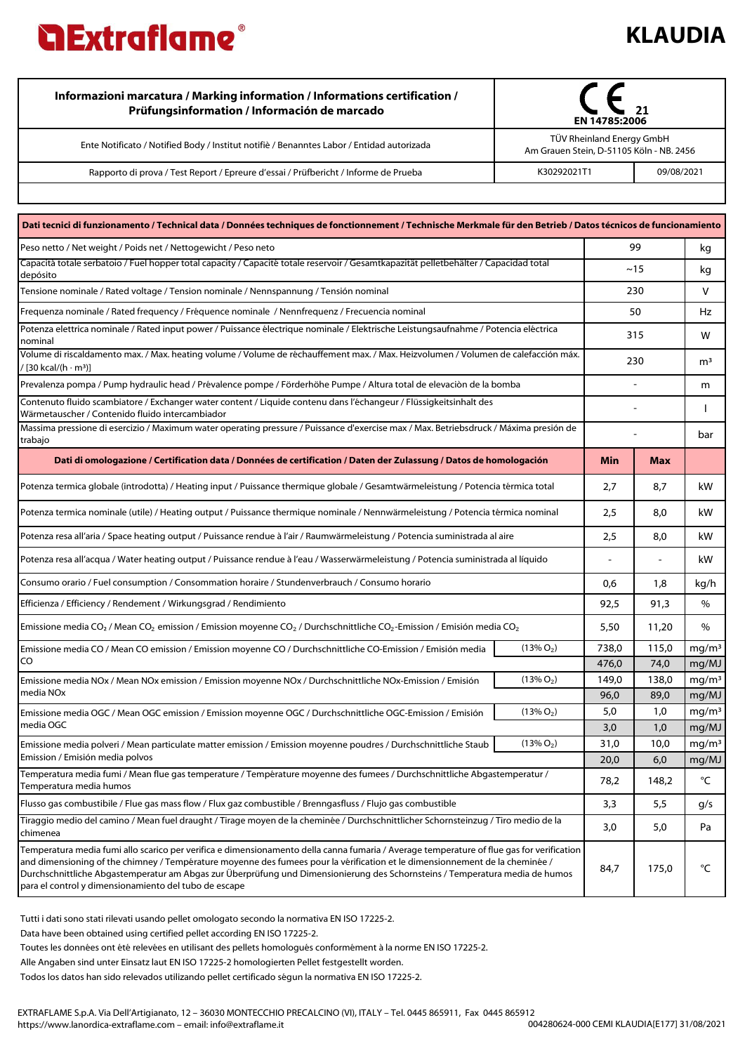**Extraflame®**

# KLAUDIA

| Informazioni marcatura / Marking information / Informations certification / Prüfungsinformation / Información de marcado | CE 21 EN 14785:2006 | |
|---|---|---|
| Ente Notificato / Notified Body / Institut notifiè / Benanntes Labor / Entidad autorizada | TÜV Rheinland Energy GmbH Am Grauen Stein, D-51105 Köln - NB. 2456 | |
| Rapporto di prova / Test Report / Epreure d'essai / Prüfbericht / Informe de Prueba | K30292021T1 | 09/08/2021 |

| Dati tecnici di funzionamento / Technical data / Données techniques de fonctionnement / Technische Merkmale für den Betrieb / Datos técnicos de funcionamiento | | | | |
|---|---|---|---|---|
| Peso netto / Net weight / Poids net / Nettogewicht / Peso neto | | 99 | | kg |
| Capacità totale serbatoio / Fuel hopper total capacity / Capacitè totale reservoir / Gesamtkapazität pelletbehälter / Capacidad total depósito | | ~15 | | kg |
| Tensione nominale / Rated voltage / Tension nominale / Nennspannung / Tensión nominal | | 230 | | V |
| Frequenza nominale / Rated frequency / Fréquence nominale / Nennfrequenz / Frecuencia nominal | | 50 | | Hz |
| Potenza elettrica nominale / Rated input power / Puissance èlectrique nominale / Elektrische Leistungsaufnahme / Potencia eléctrica nominal | | 315 | | W |
| Volume di riscaldamento max. / Max. heating volume / Volume de réchauffement max. / Max. Heizvolumen / Volumen de calefacción máx. / [30 kcal/(h · m³)] | | 230 | | m³ |
| Prevalenza pompa / Pump hydraulic head / Prèvalence pompe / Förderhöhe Pumpe / Altura total de elevaciòn de la bomba | | - | | m |
| Contenuto fluido scambiatore / Exchanger water content / Liquide contenu dans l'échangeur / Flüssigkeitsinhalt des Wärmetauscher / Contenido fluido intercambiador | | - | | l |
| Massima pressione di esercizio / Maximum water operating pressure / Puissance d'exercise max / Max. Betriebsdruck / Máxima presión de trabajo | | - | | bar |
| **Dati di omologazione / Certification data / Données de certification / Daten der Zulassung / Datos de homologación** | | **Min** | **Max** | |
| Potenza termica globale (introdotta) / Heating input / Puissance thermique globale / Gesamtwärmeleistung / Potencia térmica total | | 2,7 | 8,7 | kW |
| Potenza termica nominale (utile) / Heating output / Puissance thermique nominale / Nennwärmeleistung / Potencia térmica nominal | | 2,5 | 8,0 | kW |
| Potenza resa all'aria / Space heating output / Puissance rendue à l'air / Raumwärmeleistung / Potencia suministrada al aire | | 2,5 | 8,0 | kW |
| Potenza resa all'acqua / Water heating output / Puissance rendue à l'eau / Wasserwärmeleistung / Potencia suministrada al líquido | | - | - | kW |
| Consumo orario / Fuel consumption / Consommation horaire / Stundenverbrauch / Consumo horario | | 0,6 | 1,8 | kg/h |
| Efficienza / Efficiency / Rendement / Wirkungsgrad / Rendimiento | | 92,5 | 91,3 | % |
| Emissione media $CO_2$ / Mean $CO_2$ emission / Emission moyenne $CO_2$ / Durchschnittliche $CO_2$-Emission / Emisión media $CO_2$ | | 5,50 | 11,20 | % |
| Emissione media CO / Mean CO emission / Emission moyenne CO / Durchschnittliche CO-Emission / Emisión media CO | (13% $O_2$) | 738,0 | 115,0 | mg/m³ |
| | | 476,0 | 74,0 | mg/MJ |
| Emissione media NOx / Mean NOx emission / Emission moyenne NOx / Durchschnittliche NOx-Emission / Emisión media NOx | (13% $O_2$) | 149,0 | 138,0 | mg/m³ |
| | | 96,0 | 89,0 | mg/MJ |
| Emissione media OGC / Mean OGC emission / Emission moyenne OGC / Durchschnittliche OGC-Emission / Emisión media OGC | (13% $O_2$) | 5,0 | 1,0 | mg/m³ |
| | | 3,0 | 1,0 | mg/MJ |
| Emissione media polveri / Mean particulate matter emission / Emission moyenne poudres / Durchschnittliche Staub Emission / Emisión media polvos | (13% $O_2$) | 31,0 | 10,0 | mg/m³ |
| | | 20,0 | 6,0 | mg/MJ |
| Temperatura media fumi / Mean flue gas temperature / Tempèrature moyenne des fumees / Durchschnittliche Abgastemperatur / Temperatura media humos | | 78,2 | 148,2 | °C |
| Flusso gas combustibile / Flue gas mass flow / Flux gaz combustible / Brenngasfluss / Flujo gas combustible | | 3,3 | 5,5 | g/s |
| Tiraggio medio del camino / Mean fuel draught / Tirage moyen de la cheminée / Durchschnittlicher Schornsteinzug / Tiro medio de la chimenea | | 3,0 | 5,0 | Pa |
| Temperatura media fumi allo scarico per verifica e dimensionamento della canna fumaria / Average temperature of flue gas for verification and dimensioning of the chimney / Tempèrature moyenne des fumees pour la vérification et le dimensionnement de la cheminée / Durchschnittliche Abgastemperatur am Abgas zur Überprüfung und Dimensionierung des Schornsteins / Temperatura media de humos para el control y dimensionamiento del tubo de escape | | 84,7 | 175,0 | °C |

Tutti i dati sono stati rilevati usando pellet omologato secondo la normativa EN ISO 17225-2.

Data have been obtained using certified pellet according EN ISO 17225-2.

Toutes les données ont été relevées en utilisant des pellets homologués conformément à la norme EN ISO 17225-2.

Alle Angaben sind unter Einsatz laut EN ISO 17225-2 homologierten Pellet festgestellt worden.

Todos los datos han sido relevados utilizando pellet certificado ségun la normativa EN ISO 17225-2.

EXTRAFLAME S.p.A. Via Dell'Artigianato, 12 – 36030 MONTECCHIO PRECALCINO (VI), ITALY – Tel. 0445 865911, Fax 0445 865912
https://www.lanordica-extraflame.com – email: info@extraflame.it

004280624-000 CEMI KLAUDIA[E177] 31/08/2021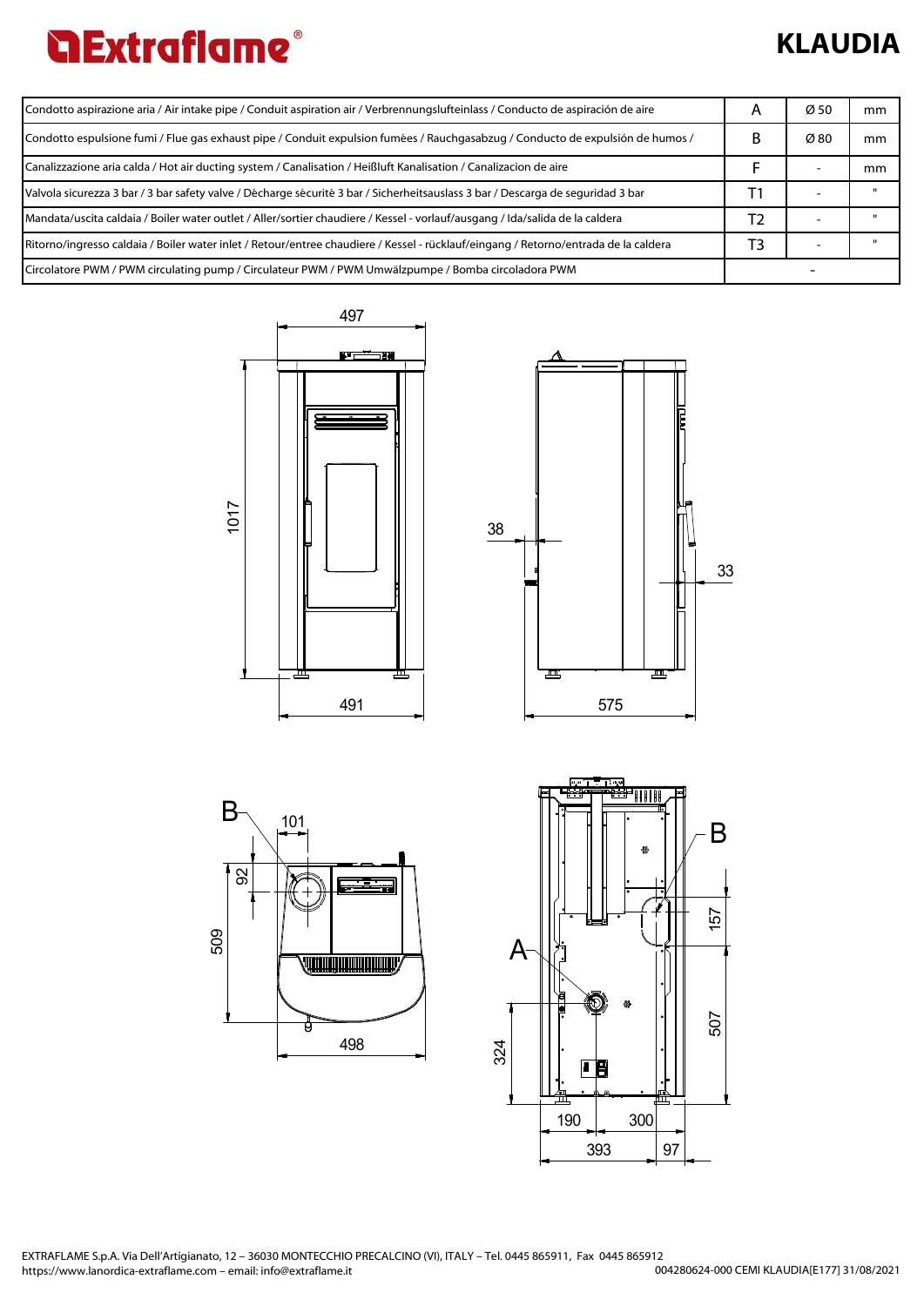# Extraflame

# KLAUDIA

| | | | |
|---|---|---|---|
| Condotto aspirazione aria / Air intake pipe / Conduit aspiration air / Verbrennungslufteinlass / Conducto de aspiración de aire | A | Ø 50 | mm |
| Condotto espulsione fumi / Flue gas exhaust pipe / Conduit expulsion fumées / Rauchgasabzug / Conducto de expulsión de humos / | B | Ø 80 | mm |
| Canalizzazione aria calda / Hot air ducting system / Canalisation / Heißluft Kanalisation / Canalizacion de aire | F | - | mm |
| Valvola sicurezza 3 bar / 3 bar safety valve / Décharge sécurité 3 bar / Sicherheitsauslass 3 bar / Descarga de seguridad 3 bar | T1 | - | " |
| Mandata/uscita caldaia / Boiler water outlet / Aller/sortier chaudiere / Kessel - vorlauf/ausgang / Ida/salida de la caldera | T2 | - | " |
| Ritorno/ingresso caldaia / Boiler water inlet / Retour/entree chaudiere / Kessel - rücklauf/eingang / Retorno/entrada de la caldera | T3 | - | " |
| Circolatore PWM / PWM circulating pump / Circulateur PWM / PWM Umwälzpumpe / Bomba circoladora PWM | - | | |

497
1017
491
38
33
575

B
101
92
509
498

B
A
157
507
324
190
300
393
97

EXTRAFLAME S.p.A. Via Dell'Artigianato, 12 – 36030 MONTECCHIO PRECALCINO (VI), ITALY – Tel. 0445 865911, Fax 0445 865912
https://www.lanordica-extraflame.com – email: info@extraflame.it

004280624-000 CEMI KLAUDIA[E177] 31/08/2021